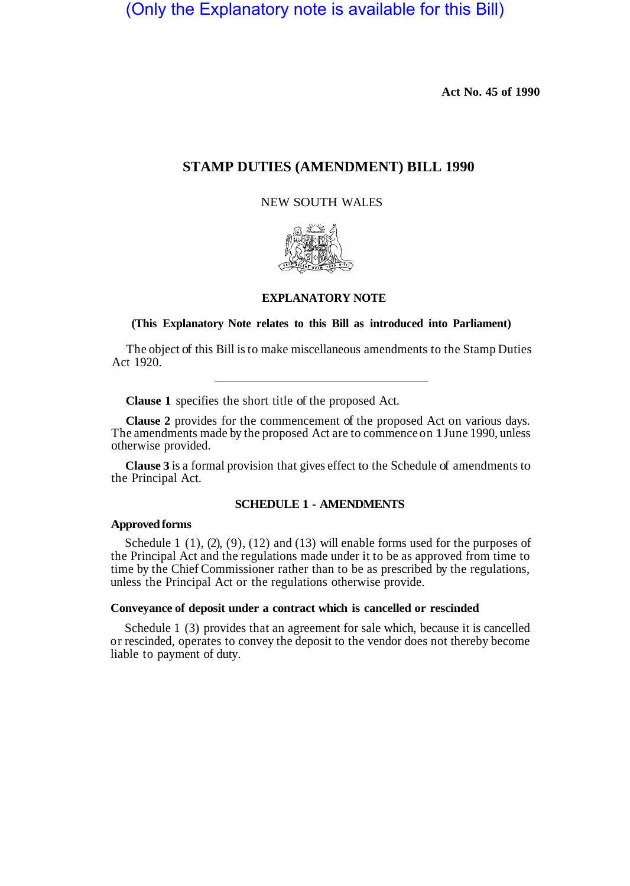(Only the Explanatory note is available for this Bill)

**Act No. 45 of 1990**

# STAMP DUTIES (AMENDMENT) BILL 1990

NEW SOUTH WALES

## EXPLANATORY NOTE

**(This Explanatory Note relates to this Bill as introduced into Parliament)**

The object of this Bill is to make miscellaneous amendments to the Stamp Duties Act 1920.

---

**Clause 1** specifies the short title of the proposed Act.

**Clause 2** provides for the commencement of the proposed Act on various days. The amendments made by the proposed Act are to commence on 1 June 1990, unless otherwise provided.

**Clause 3** is a formal provision that gives effect to the Schedule of amendments to the Principal Act.

### SCHEDULE 1 - AMENDMENTS

**Approved forms**

Schedule 1 (1), (2), (9), (12) and (13) will enable forms used for the purposes of the Principal Act and the regulations made under it to be as approved from time to time by the Chief Commissioner rather than to be as prescribed by the regulations, unless the Principal Act or the regulations otherwise provide.

**Conveyance of deposit under a contract which is cancelled or rescinded**

Schedule 1 (3) provides that an agreement for sale which, because it is cancelled or rescinded, operates to convey the deposit to the vendor does not thereby become liable to payment of duty.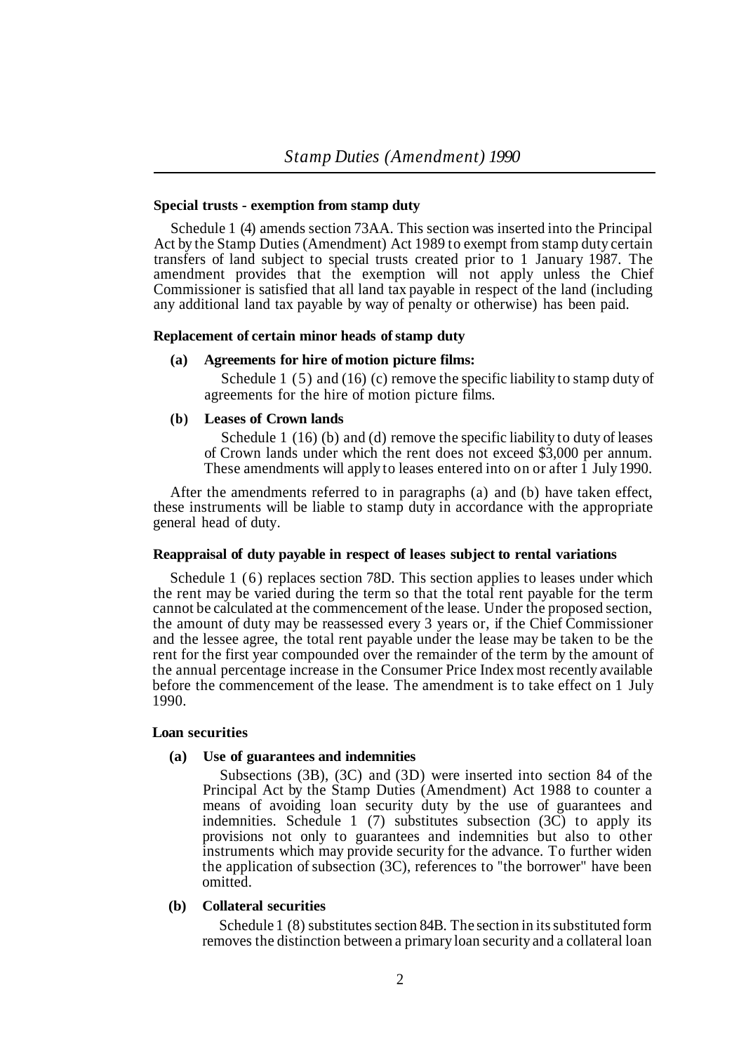**Special trusts - exemption from stamp duty**

Schedule 1 (4) amends section 73AA. This section was inserted into the Principal Act by the Stamp Duties (Amendment) Act 1989 to exempt from stamp duty certain transfers of land subject to special trusts created prior to 1 January 1987. The amendment provides that the exemption will not apply unless the Chief Commissioner is satisfied that all land tax payable in respect of the land (including any additional land tax payable by way of penalty or otherwise) has been paid.

**Replacement of certain minor heads of stamp duty**

**(a) Agreements for hire of motion picture films:**

Schedule 1 (5) and (16) (c) remove the specific liability to stamp duty of agreements for the hire of motion picture films.

**(b) Leases of Crown lands**

Schedule 1 (16) (b) and (d) remove the specific liability to duty of leases of Crown lands under which the rent does not exceed $3,000 per annum. These amendments will apply to leases entered into on or after 1 July 1990.

After the amendments referred to in paragraphs (a) and (b) have taken effect, these instruments will be liable to stamp duty in accordance with the appropriate general head of duty.

**Reappraisal of duty payable in respect of leases subject to rental variations**

Schedule 1 (6) replaces section 78D. This section applies to leases under which the rent may be varied during the term so that the total rent payable for the term cannot be calculated at the commencement of the lease. Under the proposed section, the amount of duty may be reassessed every 3 years or, if the Chief Commissioner and the lessee agree, the total rent payable under the lease may be taken to be the rent for the first year compounded over the remainder of the term by the amount of the annual percentage increase in the Consumer Price Index most recently available before the commencement of the lease. The amendment is to take effect on 1 July 1990.

**Loan securities**

**(a) Use of guarantees and indemnities**

Subsections (3B), (3C) and (3D) were inserted into section 84 of the Principal Act by the Stamp Duties (Amendment) Act 1988 to counter a means of avoiding loan security duty by the use of guarantees and indemnities. Schedule 1 (7) substitutes subsection (3C) to apply its provisions not only to guarantees and indemnities but also to other instruments which may provide security for the advance. To further widen the application of subsection (3C), references to "the borrower" have been omitted.

**(b) Collateral securities**

Schedule 1 (8) substitutes section 84B. The section in its substituted form removes the distinction between a primary loan security and a collateral loan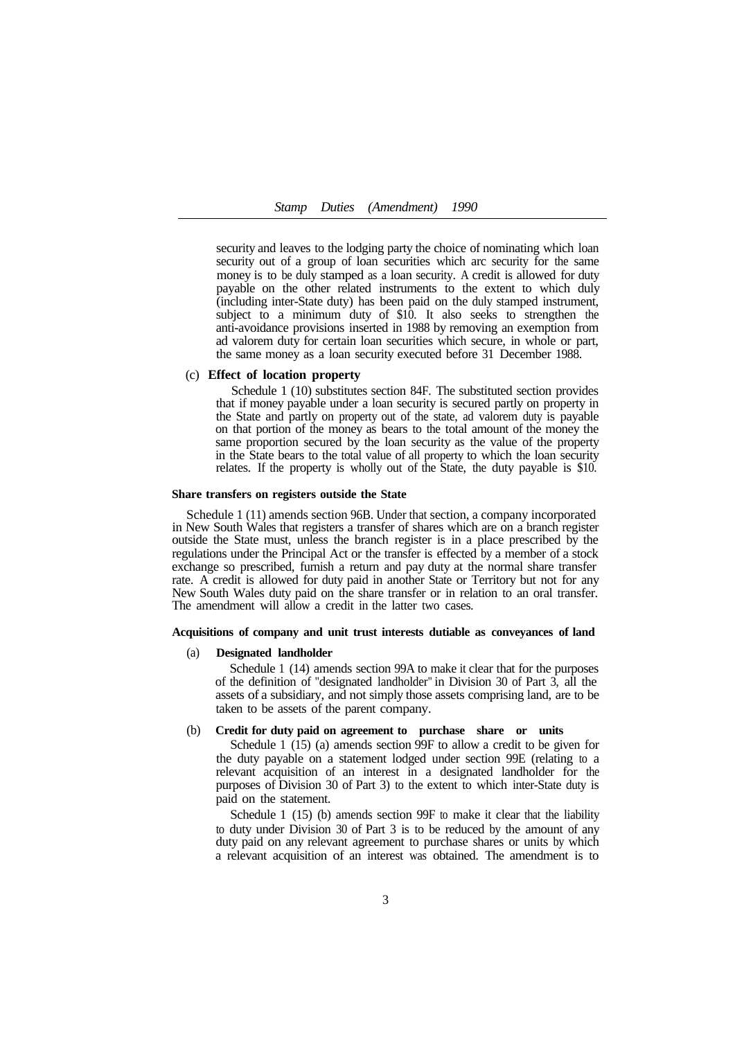security and leaves to the lodging party the choice of nominating which loan security out of a group of loan securities which arc security for the same money is to be duly stamped as a loan security. A credit is allowed for duty payable on the other related instruments to the extent to which duly (including inter-State duty) has been paid on the duly stamped instrument, subject to a minimum duty of $10. It also seeks to strengthen the anti-avoidance provisions inserted in 1988 by removing an exemption from ad valorem duty for certain loan securities which secure, in whole or part, the same money as a loan security executed before 31 December 1988.

(c) **Effect of location property**

Schedule 1 (10) substitutes section 84F. The substituted section provides that if money payable under a loan security is secured partly on property in the State and partly on property out of the state, ad valorem duty is payable on that portion of the money as bears to the total amount of the money the same proportion secured by the loan security as the value of the property in the State bears to the total value of all property to which the loan security relates. If the property is wholly out of the State, the duty payable is $10.

**Share transfers on registers outside the State**

Schedule 1 (11) amends section 96B. Under that section, a company incorporated in New South Wales that registers a transfer of shares which are on a branch register outside the State must, unless the branch register is in a place prescribed by the regulations under the Principal Act or the transfer is effected by a member of a stock exchange so prescribed, furnish a return and pay duty at the normal share transfer rate. A credit is allowed for duty paid in another State or Territory but not for any New South Wales duty paid on the share transfer or in relation to an oral transfer. The amendment will allow a credit in the latter two cases.

**Acquisitions of company and unit trust interests dutiable as conveyances of land**

(a) **Designated landholder**

Schedule 1 (14) amends section 99A to make it clear that for the purposes of the definition of "designated landholder" in Division 30 of Part 3, all the assets of a subsidiary, and not simply those assets comprising land, are to be taken to be assets of the parent company.

(b) **Credit for duty paid on agreement to purchase share or units**

Schedule 1 (15) (a) amends section 99F to allow a credit to be given for the duty payable on a statement lodged under section 99E (relating to a relevant acquisition of an interest in a designated landholder for the purposes of Division 30 of Part 3) to the extent to which inter-State duty is paid on the statement.

Schedule 1 (15) (b) amends section 99F to make it clear that the liability to duty under Division 30 of Part 3 is to be reduced by the amount of any duty paid on any relevant agreement to purchase shares or units by which a relevant acquisition of an interest was obtained. The amendment is to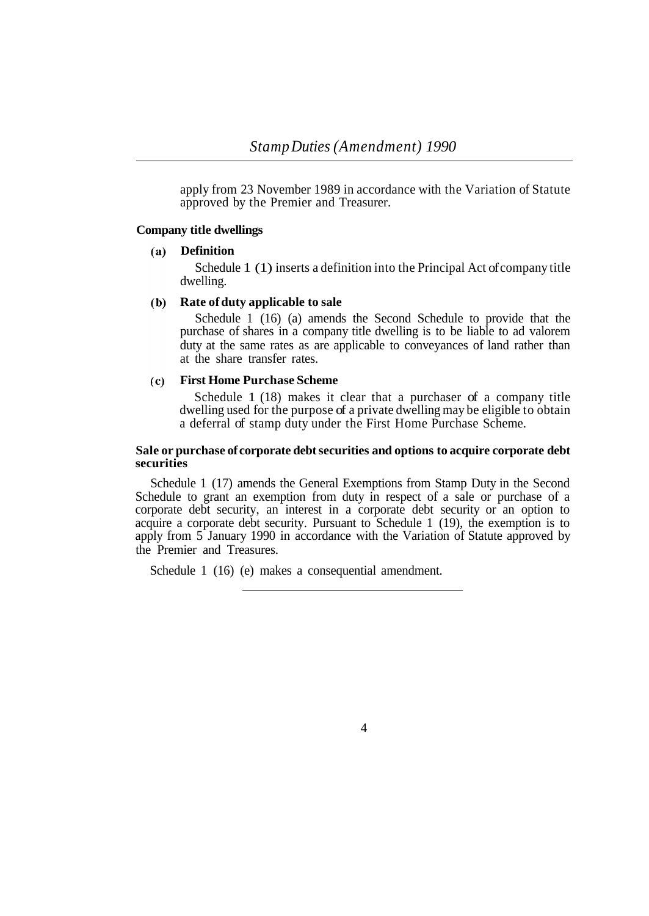apply from 23 November 1989 in accordance with the Variation of Statute approved by the Premier and Treasurer.

**Company title dwellings**

**(a) Definition**

Schedule 1 (1) inserts a definition into the Principal Act of company title dwelling.

**(b) Rate of duty applicable to sale**

Schedule 1 (16) (a) amends the Second Schedule to provide that the purchase of shares in a company title dwelling is to be liable to ad valorem duty at the same rates as are applicable to conveyances of land rather than at the share transfer rates.

**(c) First Home Purchase Scheme**

Schedule 1 (18) makes it clear that a purchaser of a company title dwelling used for the purpose of a private dwelling may be eligible to obtain a deferral of stamp duty under the First Home Purchase Scheme.

**Sale or purchase of corporate debt securities and options to acquire corporate debt securities**

Schedule 1 (17) amends the General Exemptions from Stamp Duty in the Second Schedule to grant an exemption from duty in respect of a sale or purchase of a corporate debt security, an interest in a corporate debt security or an option to acquire a corporate debt security. Pursuant to Schedule 1 (19), the exemption is to apply from 5 January 1990 in accordance with the Variation of Statute approved by the Premier and Treasures.

Schedule 1 (16) (e) makes a consequential amendment.